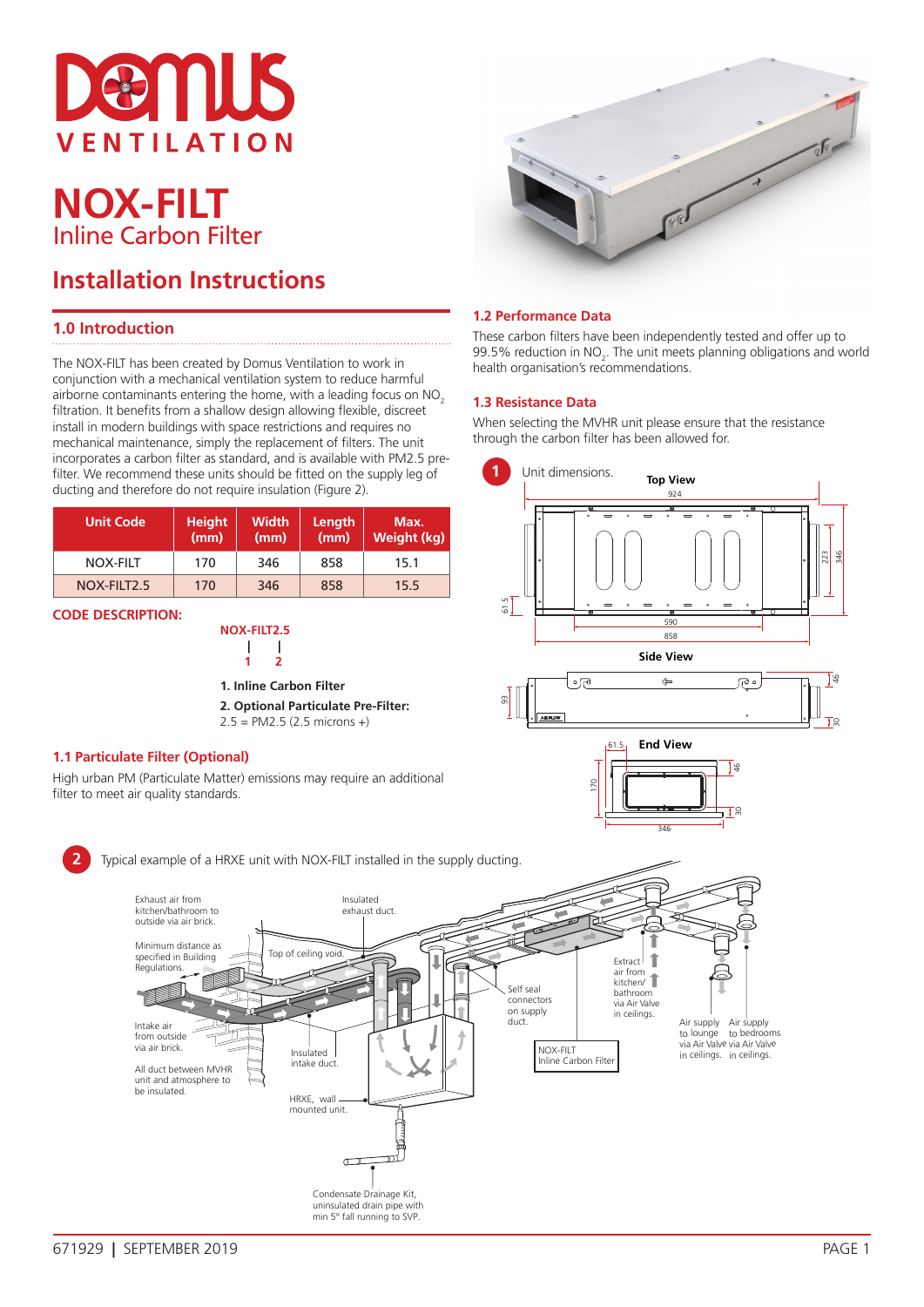# NOX-FILT

## Inline Carbon Filter

## Installation Instructions

### 1.0 Introduction

The NOX-FILT has been created by Domus Ventilation to work in conjunction with a mechanical ventilation system to reduce harmful airborne contaminants entering the home, with a leading focus on $NO_2$ filtration. It benefits from a shallow design allowing flexible, discreet install in modern buildings with space restrictions and requires no mechanical maintenance, simply the replacement of filters. The unit incorporates a carbon filter as standard, and is available with PM2.5 pre-filter. We recommend these units should be fitted on the supply leg of ducting and therefore do not require insulation (Figure 2).

| Unit Code | Height (mm) | Width (mm) | Length (mm) | Max. Weight (kg) |
|---|---|---|---|---|
| NOX-FILT | 170 | 346 | 858 | 15.1 |
| NOX-FILT2.5 | 170 | 346 | 858 | 15.5 |

**CODE DESCRIPTION:**

**NOX-FILT2.5**

**1. Inline Carbon Filter**

**2. Optional Particulate Pre-Filter:**
2.5 = PM2.5 (2.5 microns +)

### 1.1 Particulate Filter (Optional)

High urban PM (Particulate Matter) emissions may require an additional filter to meet air quality standards.

### 1.2 Performance Data

These carbon filters have been independently tested and offer up to 99.5% reduction in $NO_2$. The unit meets planning obligations and world health organisation's recommendations.

### 1.3 Resistance Data

When selecting the MVHR unit please ensure that the resistance through the carbon filter has been allowed for.

**1** Unit dimensions.

**2** Typical example of a HRXE unit with NOX-FILT installed in the supply ducting.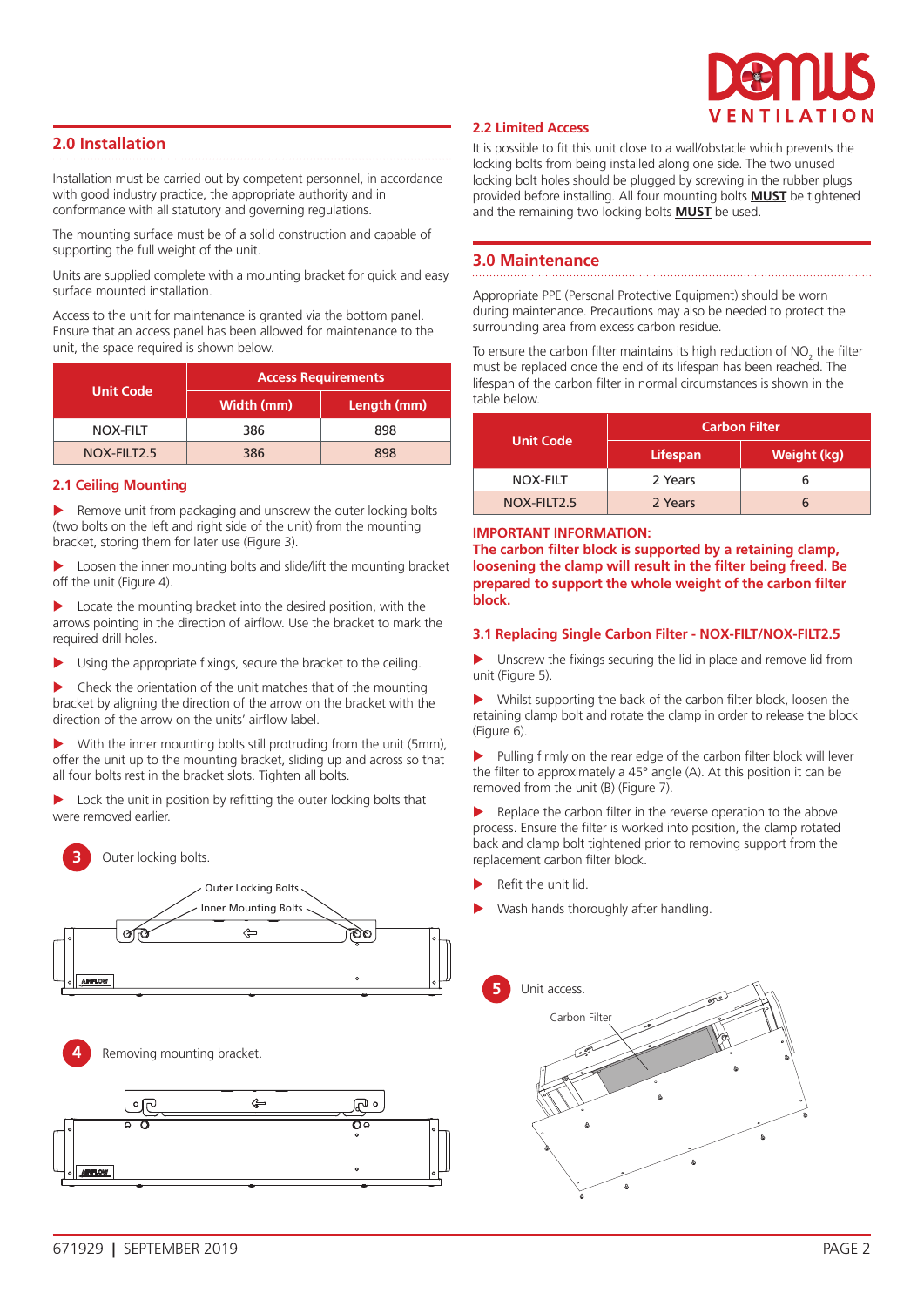## 2.0 Installation

Installation must be carried out by competent personnel, in accordance with good industry practice, the appropriate authority and in conformance with all statutory and governing regulations.

The mounting surface must be of a solid construction and capable of supporting the full weight of the unit.

Units are supplied complete with a mounting bracket for quick and easy surface mounted installation.

Access to the unit for maintenance is granted via the bottom panel. Ensure that an access panel has been allowed for maintenance to the unit, the space required is shown below.

| Unit Code | Access Requirements | |
|---|---|---|
| | Width (mm) | Length (mm) |
| NOX-FILT | 386 | 898 |
| NOX-FILT2.5 | 386 | 898 |

### 2.1 Ceiling Mounting

- Remove unit from packaging and unscrew the outer locking bolts (two bolts on the left and right side of the unit) from the mounting bracket, storing them for later use (Figure 3).
- Loosen the inner mounting bolts and slide/lift the mounting bracket off the unit (Figure 4).
- Locate the mounting bracket into the desired position, with the arrows pointing in the direction of airflow. Use the bracket to mark the required drill holes.
- Using the appropriate fixings, secure the bracket to the ceiling.
- Check the orientation of the unit matches that of the mounting bracket by aligning the direction of the arrow on the bracket with the direction of the arrow on the units' airflow label.
- With the inner mounting bolts still protruding from the unit (5mm), offer the unit up to the mounting bracket, sliding up and across so that all four bolts rest in the bracket slots. Tighten all bolts.
- Lock the unit in position by refitting the outer locking bolts that were removed earlier.

3 Outer locking bolts.

Outer Locking Bolts

Inner Mounting Bolts

AIRFLOW

4 Removing mounting bracket.

AIRFLOW

### 2.2 Limited Access

It is possible to fit this unit close to a wall/obstacle which prevents the locking bolts from being installed along one side. The two unused locking bolt holes should be plugged by screwing in the rubber plugs provided before installing. All four mounting bolts **MUST** be tightened and the remaining two locking bolts **MUST** be used.

## 3.0 Maintenance

Appropriate PPE (Personal Protective Equipment) should be worn during maintenance. Precautions may also be needed to protect the surrounding area from excess carbon residue.

To ensure the carbon filter maintains its high reduction of $NO_2$ the filter must be replaced once the end of its lifespan has been reached. The lifespan of the carbon filter in normal circumstances is shown in the table below.

| Unit Code | Carbon Filter | |
|---|---|---|
| | Lifespan | Weight (kg) |
| NOX-FILT | 2 Years | 6 |
| NOX-FILT2.5 | 2 Years | 6 |

**IMPORTANT INFORMATION:**
**The carbon filter block is supported by a retaining clamp, loosening the clamp will result in the filter being freed. Be prepared to support the whole weight of the carbon filter block.**

### 3.1 Replacing Single Carbon Filter - NOX-FILT/NOX-FILT2.5

- Unscrew the fixings securing the lid in place and remove lid from unit (Figure 5).
- Whilst supporting the back of the carbon filter block, loosen the retaining clamp bolt and rotate the clamp in order to release the block (Figure 6).
- Pulling firmly on the rear edge of the carbon filter block will lever the filter to approximately a 45° angle (A). At this position it can be removed from the unit (B) (Figure 7).
- Replace the carbon filter in the reverse operation to the above process. Ensure the filter is worked into position, the clamp rotated back and clamp bolt tightened prior to removing support from the replacement carbon filter block.
- Refit the unit lid.
- Wash hands thoroughly after handling.

5 Unit access.

Carbon Filter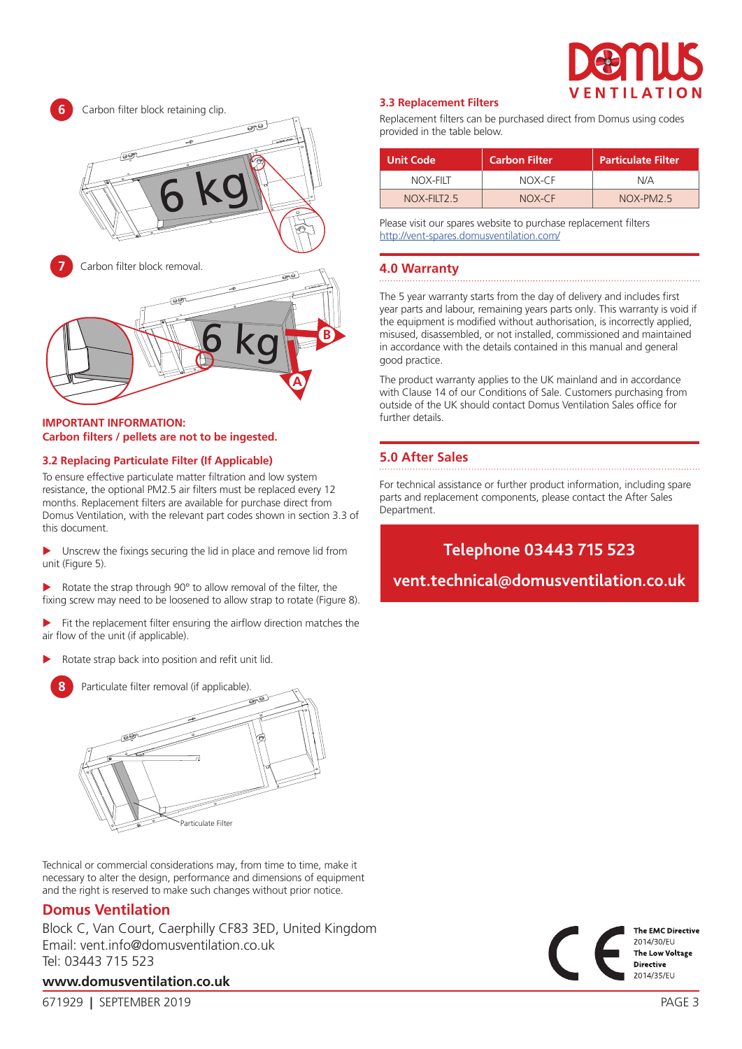6 Carbon filter block retaining clip.

6 kg

7 Carbon filter block removal.

6 kg

B

A

**IMPORTANT INFORMATION:**
**Carbon filters / pellets are not to be ingested.**

### 3.2 Replacing Particulate Filter (If Applicable)

To ensure effective particulate matter filtration and low system resistance, the optional PM2.5 air filters must be replaced every 12 months. Replacement filters are available for purchase direct from Domus Ventilation, with the relevant part codes shown in section 3.3 of this document.

- Unscrew the fixings securing the lid in place and remove lid from unit (Figure 5).
- Rotate the strap through 90° to allow removal of the filter, the fixing screw may need to be loosened to allow strap to rotate (Figure 8).
- Fit the replacement filter ensuring the airflow direction matches the air flow of the unit (if applicable).
- Rotate strap back into position and refit unit lid.

8 Particulate filter removal (if applicable).

Particulate Filter

Technical or commercial considerations may, from time to time, make it necessary to alter the design, performance and dimensions of equipment and the right is reserved to make such changes without prior notice.

## Domus Ventilation

Block C, Van Court, Caerphilly CF83 3ED, United Kingdom
Email: vent.info@domusventilation.co.uk
Tel: 03443 715 523

**www.domusventilation.co.uk**

671929 | SEPTEMBER 2019

### 3.3 Replacement Filters

Replacement filters can be purchased direct from Domus using codes provided in the table below.

| Unit Code | Carbon Filter | Particulate Filter |
|---|---|---|
| NOX-FILT | NOX-CF | N/A |
| NOX-FILT2.5 | NOX-CF | NOX-PM2.5 |

Please visit our spares website to purchase replacement filters http://vent-spares.domusventilation.com/

## 4.0 Warranty

The 5 year warranty starts from the day of delivery and includes first year parts and labour, remaining years parts only. This warranty is void if the equipment is modified without authorisation, is incorrectly applied, misused, disassembled, or not installed, commissioned and maintained in accordance with the details contained in this manual and general good practice.

The product warranty applies to the UK mainland and in accordance with Clause 14 of our Conditions of Sale. Customers purchasing from outside of the UK should contact Domus Ventilation Sales office for further details.

## 5.0 After Sales

For technical assistance or further product information, including spare parts and replacement components, please contact the After Sales Department.

**Telephone 03443 715 523**

**vent.technical@domusventilation.co.uk**

**The EMC Directive**
2014/30/EU
**The Low Voltage Directive**
2014/35/EU